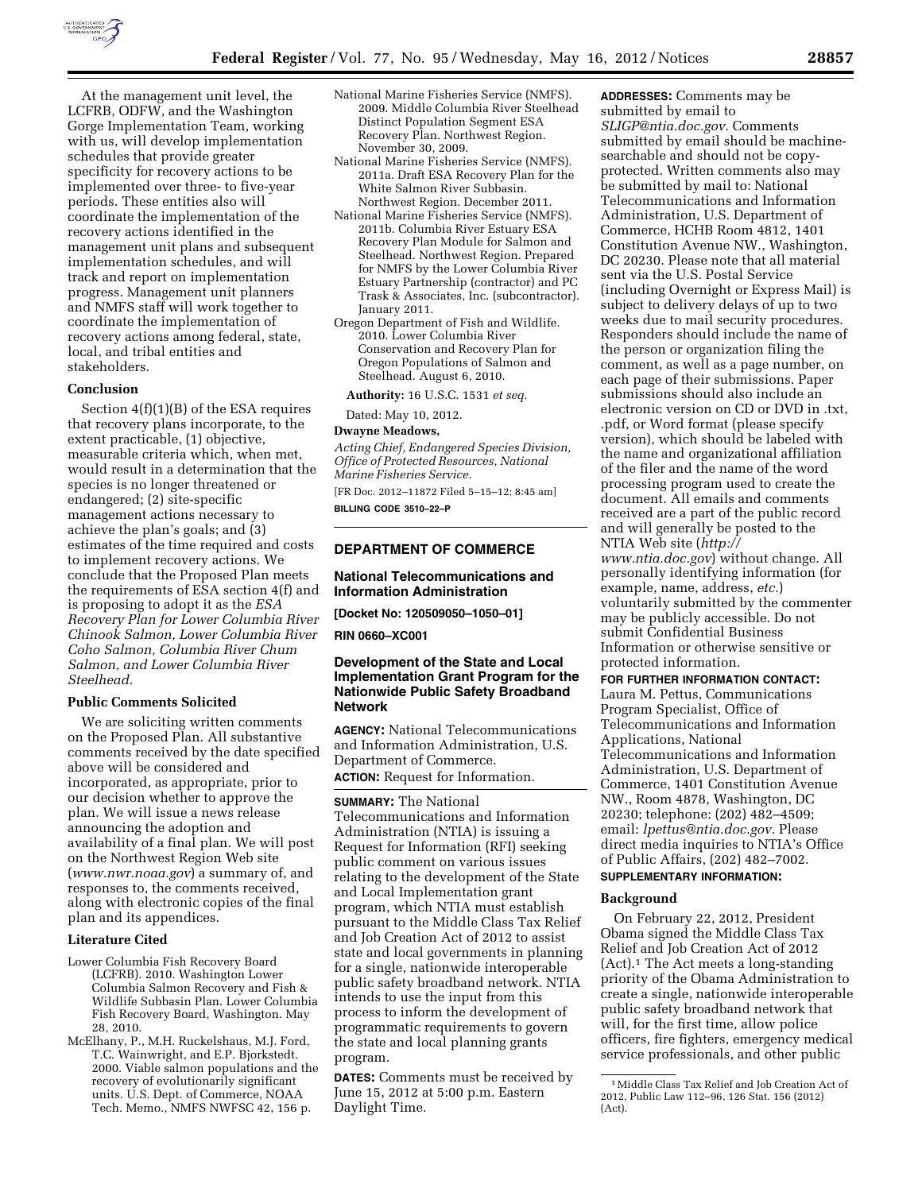At the management unit level, the LCFRB, ODFW, and the Washington Gorge Implementation Team, working with us, will develop implementation schedules that provide greater specificity for recovery actions to be implemented over three- to five-year periods. These entities also will coordinate the implementation of the recovery actions identified in the management unit plans and subsequent implementation schedules, and will track and report on implementation progress. Management unit planners and NMFS staff will work together to coordinate the implementation of recovery actions among federal, state, local, and tribal entities and stakeholders.

### Conclusion

Section 4(f)(1)(B) of the ESA requires that recovery plans incorporate, to the extent practicable, (1) objective, measurable criteria which, when met, would result in a determination that the species is no longer threatened or endangered; (2) site-specific management actions necessary to achieve the plan's goals; and (3) estimates of the time required and costs to implement recovery actions. We conclude that the Proposed Plan meets the requirements of ESA section 4(f) and is proposing to adopt it as the *ESA Recovery Plan for Lower Columbia River Chinook Salmon, Lower Columbia River Coho Salmon, Columbia River Chum Salmon, and Lower Columbia River Steelhead.*

### Public Comments Solicited

We are soliciting written comments on the Proposed Plan. All substantive comments received by the date specified above will be considered and incorporated, as appropriate, prior to our decision whether to approve the plan. We will issue a news release announcing the adoption and availability of a final plan. We will post on the Northwest Region Web site (*www.nwr.noaa.gov*) a summary of, and responses to, the comments received, along with electronic copies of the final plan and its appendices.

### Literature Cited

Lower Columbia Fish Recovery Board (LCFRB). 2010. Washington Lower Columbia Salmon Recovery and Fish & Wildlife Subbasin Plan. Lower Columbia Fish Recovery Board, Washington. May 28, 2010.

McElhany, P., M.H. Ruckelshaus, M.J. Ford, T.C. Wainwright, and E.P. Bjorkstedt. 2000. Viable salmon populations and the recovery of evolutionarily significant units. U.S. Dept. of Commerce, NOAA Tech. Memo., NMFS NWFSC 42, 156 p.

National Marine Fisheries Service (NMFS). 2009. Middle Columbia River Steelhead Distinct Population Segment ESA Recovery Plan. Northwest Region. November 30, 2009.

National Marine Fisheries Service (NMFS). 2011a. Draft ESA Recovery Plan for the White Salmon River Subbasin. Northwest Region. December 2011.

National Marine Fisheries Service (NMFS). 2011b. Columbia River Estuary ESA Recovery Plan Module for Salmon and Steelhead. Northwest Region. Prepared for NMFS by the Lower Columbia River Estuary Partnership (contractor) and PC Trask & Associates, Inc. (subcontractor). January 2011.

Oregon Department of Fish and Wildlife. 2010. Lower Columbia River Conservation and Recovery Plan for Oregon Populations of Salmon and Steelhead. August 6, 2010.

**Authority:** 16 U.S.C. 1531 *et seq.*

Dated: May 10, 2012.

**Dwayne Meadows,**

*Acting Chief, Endangered Species Division, Office of Protected Resources, National Marine Fisheries Service.*

[FR Doc. 2012–11872 Filed 5–15–12; 8:45 am]

**BILLING CODE 3510–22–P**

---

## DEPARTMENT OF COMMERCE

### National Telecommunications and Information Administration

**[Docket No: 120509050–1050–01]**

**RIN 0660–XC001**

### Development of the State and Local Implementation Grant Program for the Nationwide Public Safety Broadband Network

**AGENCY:** National Telecommunications and Information Administration, U.S. Department of Commerce.

**ACTION:** Request for Information.

**SUMMARY:** The National Telecommunications and Information Administration (NTIA) is issuing a Request for Information (RFI) seeking public comment on various issues relating to the development of the State and Local Implementation grant program, which NTIA must establish pursuant to the Middle Class Tax Relief and Job Creation Act of 2012 to assist state and local governments in planning for a single, nationwide interoperable public safety broadband network. NTIA intends to use the input from this process to inform the development of programmatic requirements to govern the state and local planning grants program.

**DATES:** Comments must be received by June 15, 2012 at 5:00 p.m. Eastern Daylight Time.

**ADDRESSES:** Comments may be submitted by email to *SLIGP@ntia.doc.gov.* Comments submitted by email should be machine-searchable and should not be copy-protected. Written comments also may be submitted by mail to: National Telecommunications and Information Administration, U.S. Department of Commerce, HCHB Room 4812, 1401 Constitution Avenue NW., Washington, DC 20230. Please note that all material sent via the U.S. Postal Service (including Overnight or Express Mail) is subject to delivery delays of up to two weeks due to mail security procedures. Responders should include the name of the person or organization filing the comment, as well as a page number, on each page of their submissions. Paper submissions should also include an electronic version on CD or DVD in .txt, .pdf, or Word format (please specify version), which should be labeled with the name and organizational affiliation of the filer and the name of the word processing program used to create the document. All emails and comments received are a part of the public record and will generally be posted to the NTIA Web site (*http://www.ntia.doc.gov*) without change. All personally identifying information (for example, name, address, *etc.*) voluntarily submitted by the commenter may be publicly accessible. Do not submit Confidential Business Information or otherwise sensitive or protected information.

**FOR FURTHER INFORMATION CONTACT:** Laura M. Pettus, Communications Program Specialist, Office of Telecommunications and Information Applications, National Telecommunications and Information Administration, U.S. Department of Commerce, 1401 Constitution Avenue NW., Room 4878, Washington, DC 20230; telephone: (202) 482–4509; email: *lpettus@ntia.doc.gov.* Please direct media inquiries to NTIA's Office of Public Affairs, (202) 482–7002.

**SUPPLEMENTARY INFORMATION:**

### Background

On February 22, 2012, President Obama signed the Middle Class Tax Relief and Job Creation Act of 2012 (Act).[1] The Act meets a long-standing priority of the Obama Administration to create a single, nationwide interoperable public safety broadband network that will, for the first time, allow police officers, fire fighters, emergency medical service professionals, and other public

[1] Middle Class Tax Relief and Job Creation Act of 2012, Public Law 112–96, 126 Stat. 156 (2012) (Act).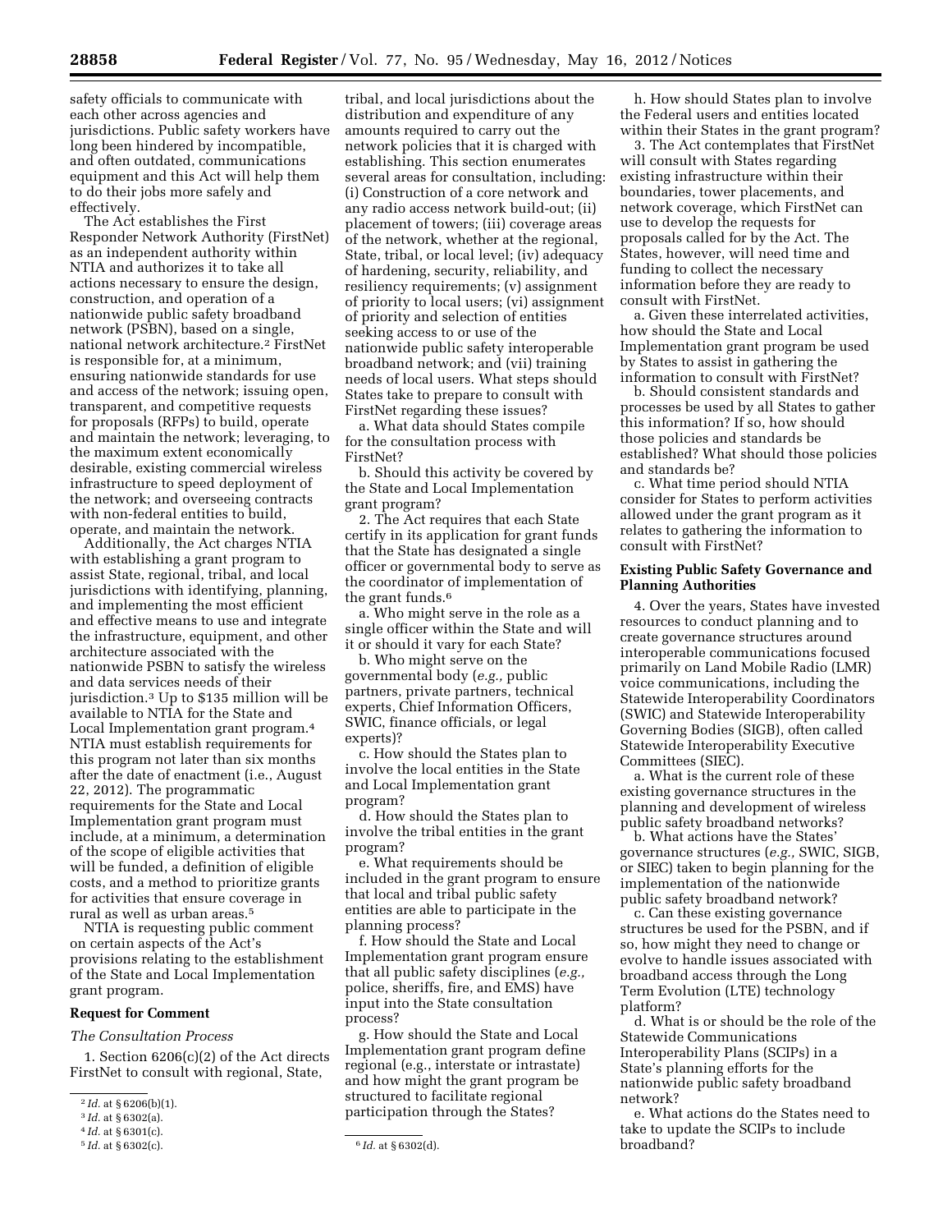safety officials to communicate with each other across agencies and jurisdictions. Public safety workers have long been hindered by incompatible, and often outdated, communications equipment and this Act will help them to do their jobs more safely and effectively.

The Act establishes the First Responder Network Authority (FirstNet) as an independent authority within NTIA and authorizes it to take all actions necessary to ensure the design, construction, and operation of a nationwide public safety broadband network (PSBN), based on a single, national network architecture.[2] FirstNet is responsible for, at a minimum, ensuring nationwide standards for use and access of the network; issuing open, transparent, and competitive requests for proposals (RFPs) to build, operate and maintain the network; leveraging, to the maximum extent economically desirable, existing commercial wireless infrastructure to speed deployment of the network; and overseeing contracts with non-federal entities to build, operate, and maintain the network.

Additionally, the Act charges NTIA with establishing a grant program to assist State, regional, tribal, and local jurisdictions with identifying, planning, and implementing the most efficient and effective means to use and integrate the infrastructure, equipment, and other architecture associated with the nationwide PSBN to satisfy the wireless and data services needs of their jurisdiction.[3] Up to $135 million will be available to NTIA for the State and Local Implementation grant program.[4] NTIA must establish requirements for this program not later than six months after the date of enactment (i.e., August 22, 2012). The programmatic requirements for the State and Local Implementation grant program must include, at a minimum, a determination of the scope of eligible activities that will be funded, a definition of eligible costs, and a method to prioritize grants for activities that ensure coverage in rural as well as urban areas.[5]

NTIA is requesting public comment on certain aspects of the Act's provisions relating to the establishment of the State and Local Implementation grant program.

## Request for Comment

### *The Consultation Process*

1. Section 6206(c)(2) of the Act directs FirstNet to consult with regional, State, tribal, and local jurisdictions about the distribution and expenditure of any amounts required to carry out the network policies that it is charged with establishing. This section enumerates several areas for consultation, including: (i) Construction of a core network and any radio access network build-out; (ii) placement of towers; (iii) coverage areas of the network, whether at the regional, State, tribal, or local level; (iv) adequacy of hardening, security, reliability, and resiliency requirements; (v) assignment of priority to local users; (vi) assignment of priority and selection of entities seeking access to or use of the nationwide public safety interoperable broadband network; and (vii) training needs of local users. What steps should States take to prepare to consult with FirstNet regarding these issues?

a. What data should States compile for the consultation process with FirstNet?

b. Should this activity be covered by the State and Local Implementation grant program?

2. The Act requires that each State certify in its application for grant funds that the State has designated a single officer or governmental body to serve as the coordinator of implementation of the grant funds.[6]

a. Who might serve in the role as a single officer within the State and will it or should it vary for each State?

b. Who might serve on the governmental body (*e.g.,* public partners, private partners, technical experts, Chief Information Officers, SWIC, finance officials, or legal experts)?

c. How should the States plan to involve the local entities in the State and Local Implementation grant program?

d. How should the States plan to involve the tribal entities in the grant program?

e. What requirements should be included in the grant program to ensure that local and tribal public safety entities are able to participate in the planning process?

f. How should the State and Local Implementation grant program ensure that all public safety disciplines (*e.g.,* police, sheriffs, fire, and EMS) have input into the State consultation process?

g. How should the State and Local Implementation grant program define regional (e.g., interstate or intrastate) and how might the grant program be structured to facilitate regional participation through the States?

h. How should States plan to involve the Federal users and entities located within their States in the grant program?

3. The Act contemplates that FirstNet will consult with States regarding existing infrastructure within their boundaries, tower placements, and network coverage, which FirstNet can use to develop the requests for proposals called for by the Act. The States, however, will need time and funding to collect the necessary information before they are ready to consult with FirstNet.

a. Given these interrelated activities, how should the State and Local Implementation grant program be used by States to assist in gathering the information to consult with FirstNet?

b. Should consistent standards and processes be used by all States to gather this information? If so, how should those policies and standards be established? What should those policies and standards be?

c. What time period should NTIA consider for States to perform activities allowed under the grant program as it relates to gathering the information to consult with FirstNet?

### Existing Public Safety Governance and Planning Authorities

4. Over the years, States have invested resources to conduct planning and to create governance structures around interoperable communications focused primarily on Land Mobile Radio (LMR) voice communications, including the Statewide Interoperability Coordinators (SWIC) and Statewide Interoperability Governing Bodies (SIGB), often called Statewide Interoperability Executive Committees (SIEC).

a. What is the current role of these existing governance structures in the planning and development of wireless public safety broadband networks?

b. What actions have the States' governance structures (*e.g.,* SWIC, SIGB, or SIEC) taken to begin planning for the implementation of the nationwide public safety broadband network?

c. Can these existing governance structures be used for the PSBN, and if so, how might they need to change or evolve to handle issues associated with broadband access through the Long Term Evolution (LTE) technology platform?

d. What is or should be the role of the Statewide Communications Interoperability Plans (SCIPs) in a State's planning efforts for the nationwide public safety broadband network?

e. What actions do the States need to take to update the SCIPs to include broadband?

---

[2] *Id.* at § 6206(b)(1).

[3] *Id.* at § 6302(a).

[4] *Id.* at § 6301(c).

[5] *Id.* at § 6302(c).

[6] *Id.* at § 6302(d).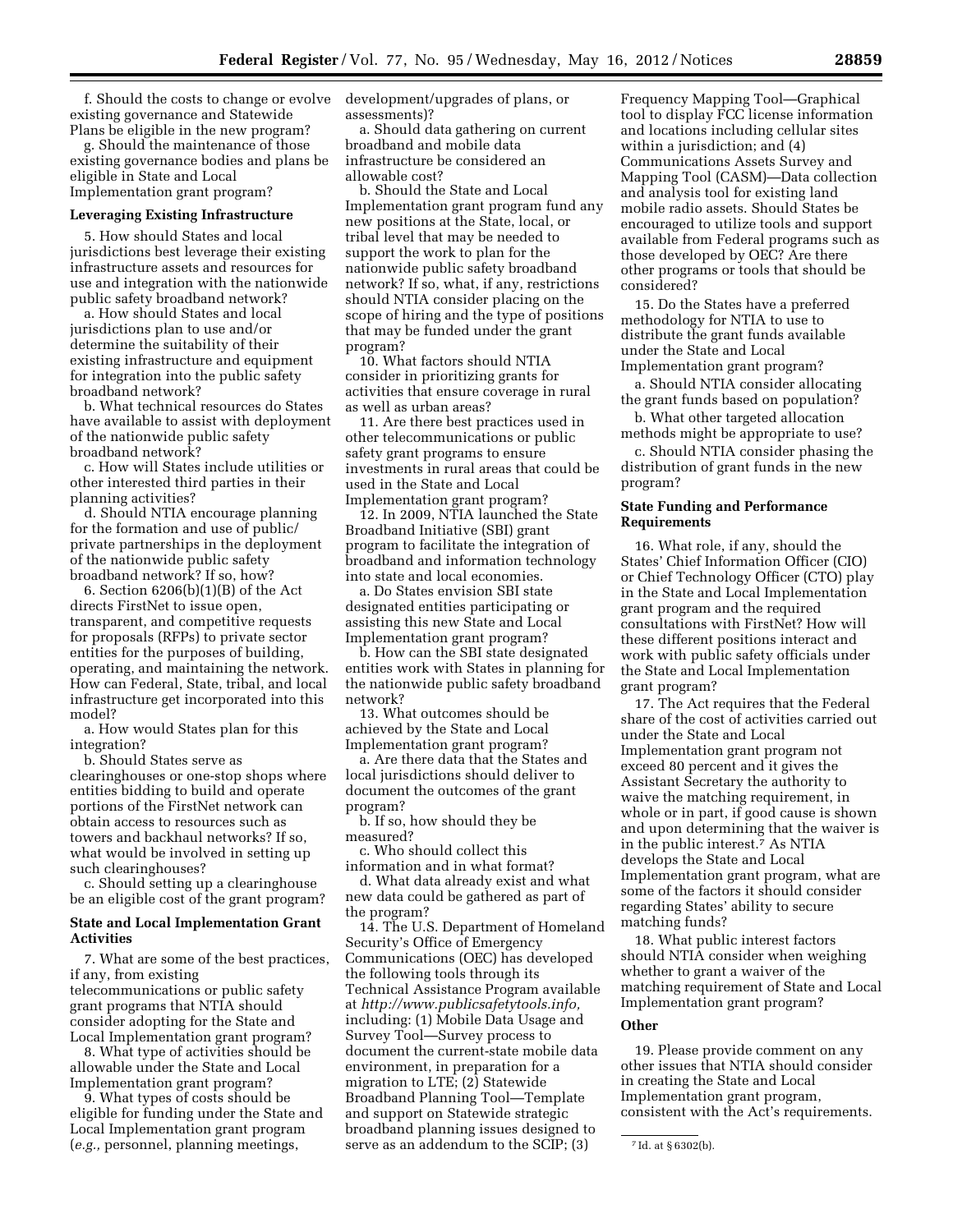f. Should the costs to change or evolve existing governance and Statewide Plans be eligible in the new program?

g. Should the maintenance of those existing governance bodies and plans be eligible in State and Local Implementation grant program?

**Leveraging Existing Infrastructure**

5. How should States and local jurisdictions best leverage their existing infrastructure assets and resources for use and integration with the nationwide public safety broadband network?

a. How should States and local jurisdictions plan to use and/or determine the suitability of their existing infrastructure and equipment for integration into the public safety broadband network?

b. What technical resources do States have available to assist with deployment of the nationwide public safety broadband network?

c. How will States include utilities or other interested third parties in their planning activities?

d. Should NTIA encourage planning for the formation and use of public/private partnerships in the deployment of the nationwide public safety broadband network? If so, how?

6. Section 6206(b)(1)(B) of the Act directs FirstNet to issue open, transparent, and competitive requests for proposals (RFPs) to private sector entities for the purposes of building, operating, and maintaining the network. How can Federal, State, tribal, and local infrastructure get incorporated into this model?

a. How would States plan for this integration?

b. Should States serve as clearinghouses or one-stop shops where entities bidding to build and operate portions of the FirstNet network can obtain access to resources such as towers and backhaul networks? If so, what would be involved in setting up such clearinghouses?

c. Should setting up a clearinghouse be an eligible cost of the grant program?

**State and Local Implementation Grant Activities**

7. What are some of the best practices, if any, from existing telecommunications or public safety grant programs that NTIA should consider adopting for the State and Local Implementation grant program?

8. What type of activities should be allowable under the State and Local Implementation grant program?

9. What types of costs should be eligible for funding under the State and Local Implementation grant program (*e.g.,* personnel, planning meetings, development/upgrades of plans, or assessments)?

a. Should data gathering on current broadband and mobile data infrastructure be considered an allowable cost?

b. Should the State and Local Implementation grant program fund any new positions at the State, local, or tribal level that may be needed to support the work to plan for the nationwide public safety broadband network? If so, what, if any, restrictions should NTIA consider placing on the scope of hiring and the type of positions that may be funded under the grant program?

10. What factors should NTIA consider in prioritizing grants for activities that ensure coverage in rural as well as urban areas?

11. Are there best practices used in other telecommunications or public safety grant programs to ensure investments in rural areas that could be used in the State and Local Implementation grant program?

12. In 2009, NTIA launched the State Broadband Initiative (SBI) grant program to facilitate the integration of broadband and information technology into state and local economies.

a. Do States envision SBI state designated entities participating or assisting this new State and Local Implementation grant program?

b. How can the SBI state designated entities work with States in planning for the nationwide public safety broadband network?

13. What outcomes should be achieved by the State and Local Implementation grant program?

a. Are there data that the States and local jurisdictions should deliver to document the outcomes of the grant program?

b. If so, how should they be measured?

c. Who should collect this information and in what format?

d. What data already exist and what new data could be gathered as part of the program?

14. The U.S. Department of Homeland Security's Office of Emergency Communications (OEC) has developed the following tools through its Technical Assistance Program available at *http://www.publicsafetytools.info,* including: (1) Mobile Data Usage and Survey Tool—Survey process to document the current-state mobile data environment, in preparation for a migration to LTE; (2) Statewide Broadband Planning Tool—Template and support on Statewide strategic broadband planning issues designed to serve as an addendum to the SCIP; (3) Frequency Mapping Tool—Graphical tool to display FCC license information and locations including cellular sites within a jurisdiction; and (4) Communications Assets Survey and Mapping Tool (CASM)—Data collection and analysis tool for existing land mobile radio assets. Should States be encouraged to utilize tools and support available from Federal programs such as those developed by OEC? Are there other programs or tools that should be considered?

15. Do the States have a preferred methodology for NTIA to use to distribute the grant funds available under the State and Local Implementation grant program?

a. Should NTIA consider allocating the grant funds based on population?

b. What other targeted allocation methods might be appropriate to use?

c. Should NTIA consider phasing the distribution of grant funds in the new program?

**State Funding and Performance Requirements**

16. What role, if any, should the States' Chief Information Officer (CIO) or Chief Technology Officer (CTO) play in the State and Local Implementation grant program and the required consultations with FirstNet? How will these different positions interact and work with public safety officials under the State and Local Implementation grant program?

17. The Act requires that the Federal share of the cost of activities carried out under the State and Local Implementation grant program not exceed 80 percent and it gives the Assistant Secretary the authority to waive the matching requirement, in whole or in part, if good cause is shown and upon determining that the waiver is in the public interest.[7] As NTIA develops the State and Local Implementation grant program, what are some of the factors it should consider regarding States' ability to secure matching funds?

18. What public interest factors should NTIA consider when weighing whether to grant a waiver of the matching requirement of State and Local Implementation grant program?

**Other**

19. Please provide comment on any other issues that NTIA should consider in creating the State and Local Implementation grant program, consistent with the Act's requirements.

[7] Id. at § 6302(b).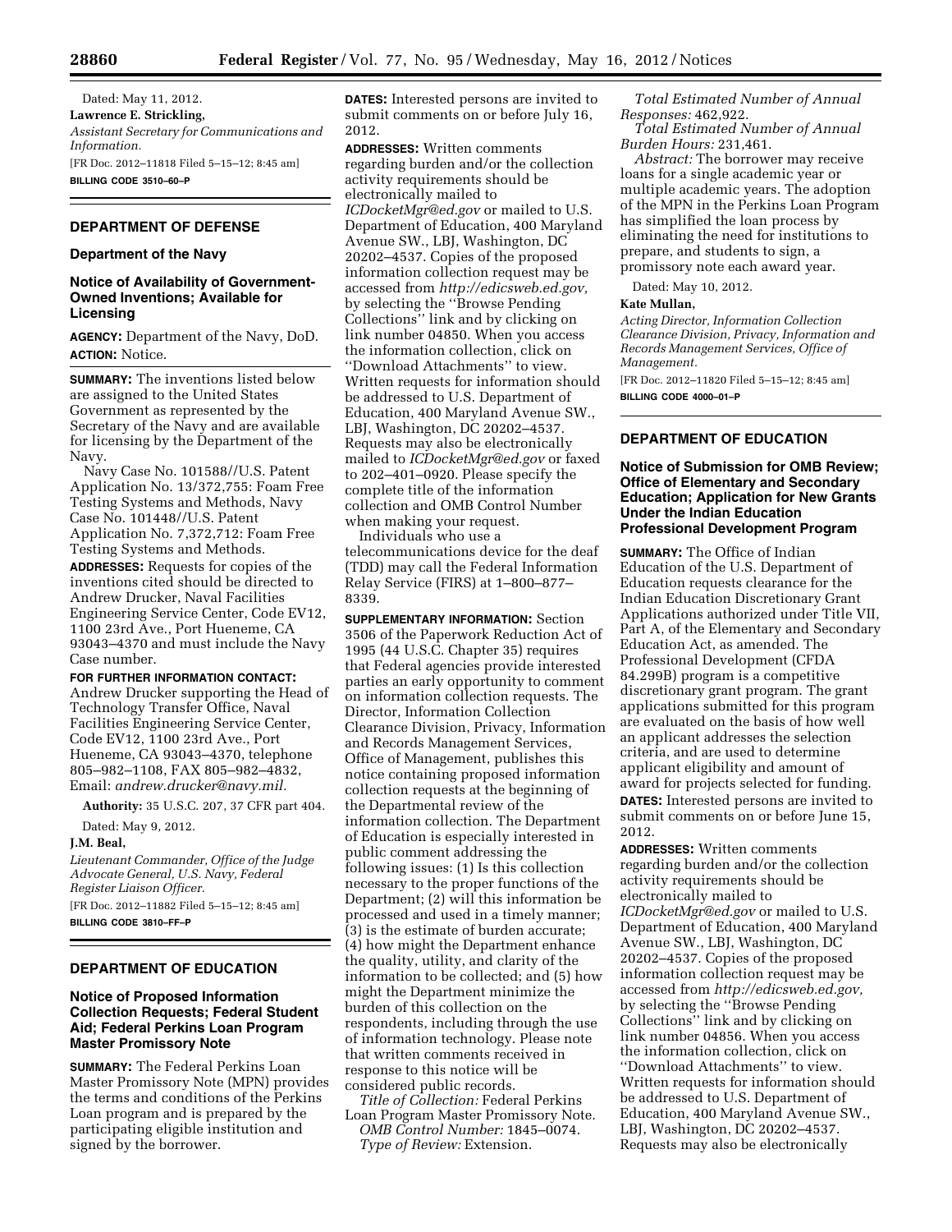Dated: May 11, 2012.

**Lawrence E. Strickling,**

*Assistant Secretary for Communications and Information.*

[FR Doc. 2012–11818 Filed 5–15–12; 8:45 am]

**BILLING CODE 3510–60–P**

## DEPARTMENT OF DEFENSE

### Department of the Navy

### Notice of Availability of Government-Owned Inventions; Available for Licensing

**AGENCY:** Department of the Navy, DoD.

**ACTION:** Notice.

**SUMMARY:** The inventions listed below are assigned to the United States Government as represented by the Secretary of the Navy and are available for licensing by the Department of the Navy.

Navy Case No. 101588//U.S. Patent Application No. 13/372,755: Foam Free Testing Systems and Methods, Navy Case No. 101448//U.S. Patent Application No. 7,372,712: Foam Free Testing Systems and Methods.

**ADDRESSES:** Requests for copies of the inventions cited should be directed to Andrew Drucker, Naval Facilities Engineering Service Center, Code EV12, 1100 23rd Ave., Port Hueneme, CA 93043–4370 and must include the Navy Case number.

**FOR FURTHER INFORMATION CONTACT:** Andrew Drucker supporting the Head of Technology Transfer Office, Naval Facilities Engineering Service Center, Code EV12, 1100 23rd Ave., Port Hueneme, CA 93043–4370, telephone 805–982–1108, FAX 805–982–4832, Email: *andrew.drucker@navy.mil.*

**Authority:** 35 U.S.C. 207, 37 CFR part 404.

Dated: May 9, 2012.

**J.M. Beal,**

*Lieutenant Commander, Office of the Judge Advocate General, U.S. Navy, Federal Register Liaison Officer.*

[FR Doc. 2012–11882 Filed 5–15–12; 8:45 am]

**BILLING CODE 3810–FF–P**

## DEPARTMENT OF EDUCATION

### Notice of Proposed Information Collection Requests; Federal Student Aid; Federal Perkins Loan Program Master Promissory Note

**SUMMARY:** The Federal Perkins Loan Master Promissory Note (MPN) provides the terms and conditions of the Perkins Loan program and is prepared by the participating eligible institution and signed by the borrower.

**DATES:** Interested persons are invited to submit comments on or before July 16, 2012.

**ADDRESSES:** Written comments regarding burden and/or the collection activity requirements should be electronically mailed to *ICDocketMgr@ed.gov* or mailed to U.S. Department of Education, 400 Maryland Avenue SW., LBJ, Washington, DC 20202–4537. Copies of the proposed information collection request may be accessed from *http://edicsweb.ed.gov,* by selecting the ''Browse Pending Collections'' link and by clicking on link number 04850. When you access the information collection, click on ''Download Attachments'' to view. Written requests for information should be addressed to U.S. Department of Education, 400 Maryland Avenue SW., LBJ, Washington, DC 20202–4537. Requests may also be electronically mailed to *ICDocketMgr@ed.gov* or faxed to 202–401–0920. Please specify the complete title of the information collection and OMB Control Number when making your request.

Individuals who use a telecommunications device for the deaf (TDD) may call the Federal Information Relay Service (FIRS) at 1–800–877–8339.

**SUPPLEMENTARY INFORMATION:** Section 3506 of the Paperwork Reduction Act of 1995 (44 U.S.C. Chapter 35) requires that Federal agencies provide interested parties an early opportunity to comment on information collection requests. The Director, Information Collection Clearance Division, Privacy, Information and Records Management Services, Office of Management, publishes this notice containing proposed information collection requests at the beginning of the Departmental review of the information collection. The Department of Education is especially interested in public comment addressing the following issues: (1) Is this collection necessary to the proper functions of the Department; (2) will this information be processed and used in a timely manner; (3) is the estimate of burden accurate; (4) how might the Department enhance the quality, utility, and clarity of the information to be collected; and (5) how might the Department minimize the burden of this collection on the respondents, including through the use of information technology. Please note that written comments received in response to this notice will be considered public records.

*Title of Collection:* Federal Perkins Loan Program Master Promissory Note.

*OMB Control Number:* 1845–0074.

*Type of Review:* Extension.

*Total Estimated Number of Annual Responses:* 462,922.

*Total Estimated Number of Annual Burden Hours:* 231,461.

*Abstract:* The borrower may receive loans for a single academic year or multiple academic years. The adoption of the MPN in the Perkins Loan Program has simplified the loan process by eliminating the need for institutions to prepare, and students to sign, a promissory note each award year.

Dated: May 10, 2012.

**Kate Mullan,**

*Acting Director, Information Collection Clearance Division, Privacy, Information and Records Management Services, Office of Management.*

[FR Doc. 2012–11820 Filed 5–15–12; 8:45 am]

**BILLING CODE 4000–01–P**

## DEPARTMENT OF EDUCATION

### Notice of Submission for OMB Review; Office of Elementary and Secondary Education; Application for New Grants Under the Indian Education Professional Development Program

**SUMMARY:** The Office of Indian Education of the U.S. Department of Education requests clearance for the Indian Education Discretionary Grant Applications authorized under Title VII, Part A, of the Elementary and Secondary Education Act, as amended. The Professional Development (CFDA 84.299B) program is a competitive discretionary grant program. The grant applications submitted for this program are evaluated on the basis of how well an applicant addresses the selection criteria, and are used to determine applicant eligibility and amount of award for projects selected for funding.

**DATES:** Interested persons are invited to submit comments on or before June 15, 2012.

**ADDRESSES:** Written comments regarding burden and/or the collection activity requirements should be electronically mailed to *ICDocketMgr@ed.gov* or mailed to U.S. Department of Education, 400 Maryland Avenue SW., LBJ, Washington, DC 20202–4537. Copies of the proposed information collection request may be accessed from *http://edicsweb.ed.gov,* by selecting the ''Browse Pending Collections'' link and by clicking on link number 04856. When you access the information collection, click on ''Download Attachments'' to view. Written requests for information should be addressed to U.S. Department of Education, 400 Maryland Avenue SW., LBJ, Washington, DC 20202–4537. Requests may also be electronically